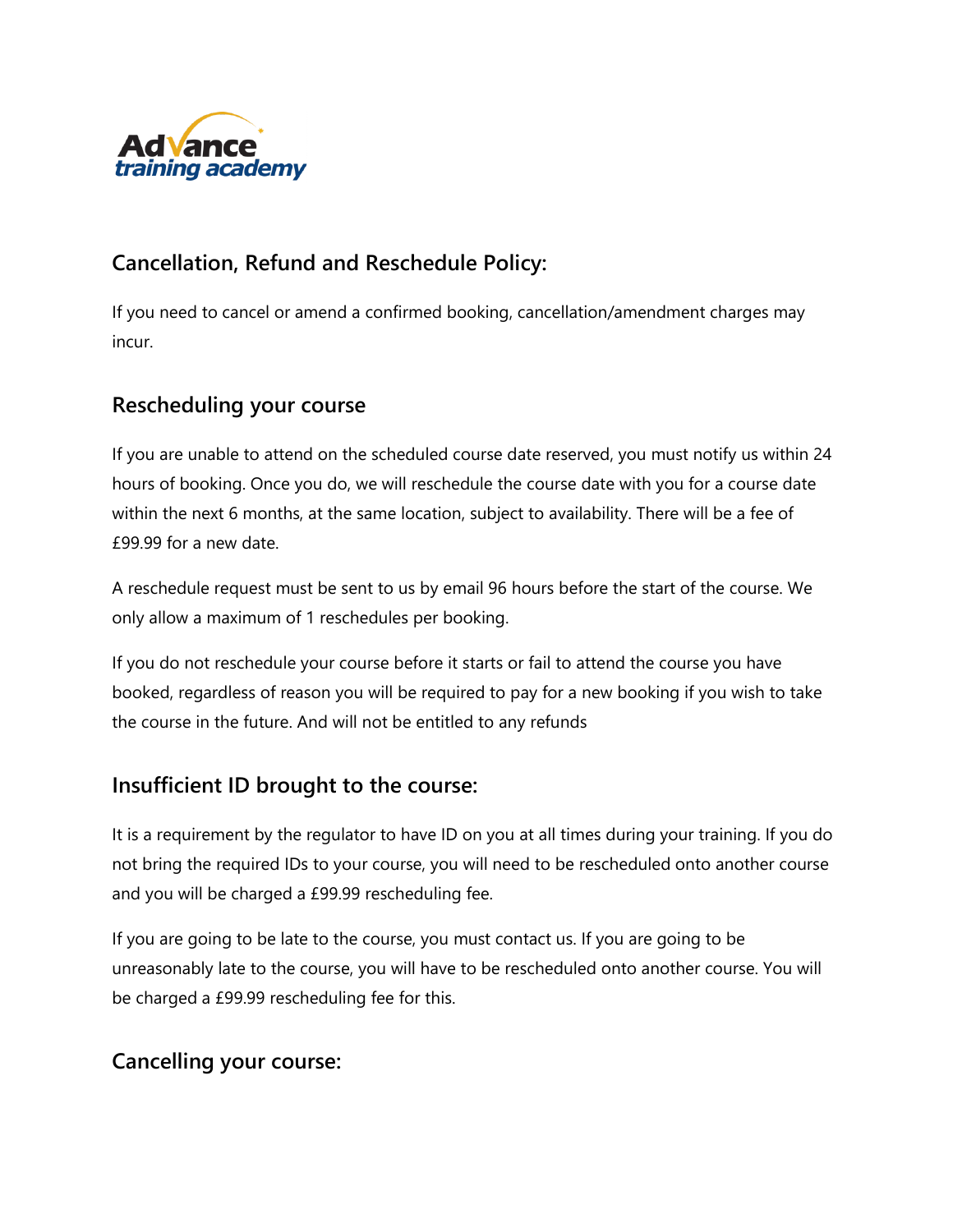## Cancellation, Refund and Reschedule Policy:

If you need to cancel or amend a confirmed booking, cancellation/amendment charges may incur.

### Rescheduling your course

If you are unable to attend on the scheduled course date reserved, you must notify us within 24 hours of booking. Once you do, we will reschedule the course date with you for a course date within the next 6 months, at the same location, subject to availability. There will be a fee of £99.99 for a new date.

A reschedule request must be sent to us by email 96 hours before the start of the course. We only allow a maximum of 1 reschedules per booking.

If you do not reschedule your course before it starts or fail to attend the course you have booked, regardless of reason you will be required to pay for a new booking if you wish to take the course in the future. And will not be entitled to any refunds

### Insufficient ID brought to the course:

It is a requirement by the regulator to have ID on you at all times during your training. If you do not bring the required IDs to your course, you will need to be rescheduled onto another course and you will be charged a £99.99 rescheduling fee.

If you are going to be late to the course, you must contact us. If you are going to be unreasonably late to the course, you will have to be rescheduled onto another course. You will be charged a £99.99 rescheduling fee for this.

### Cancelling your course: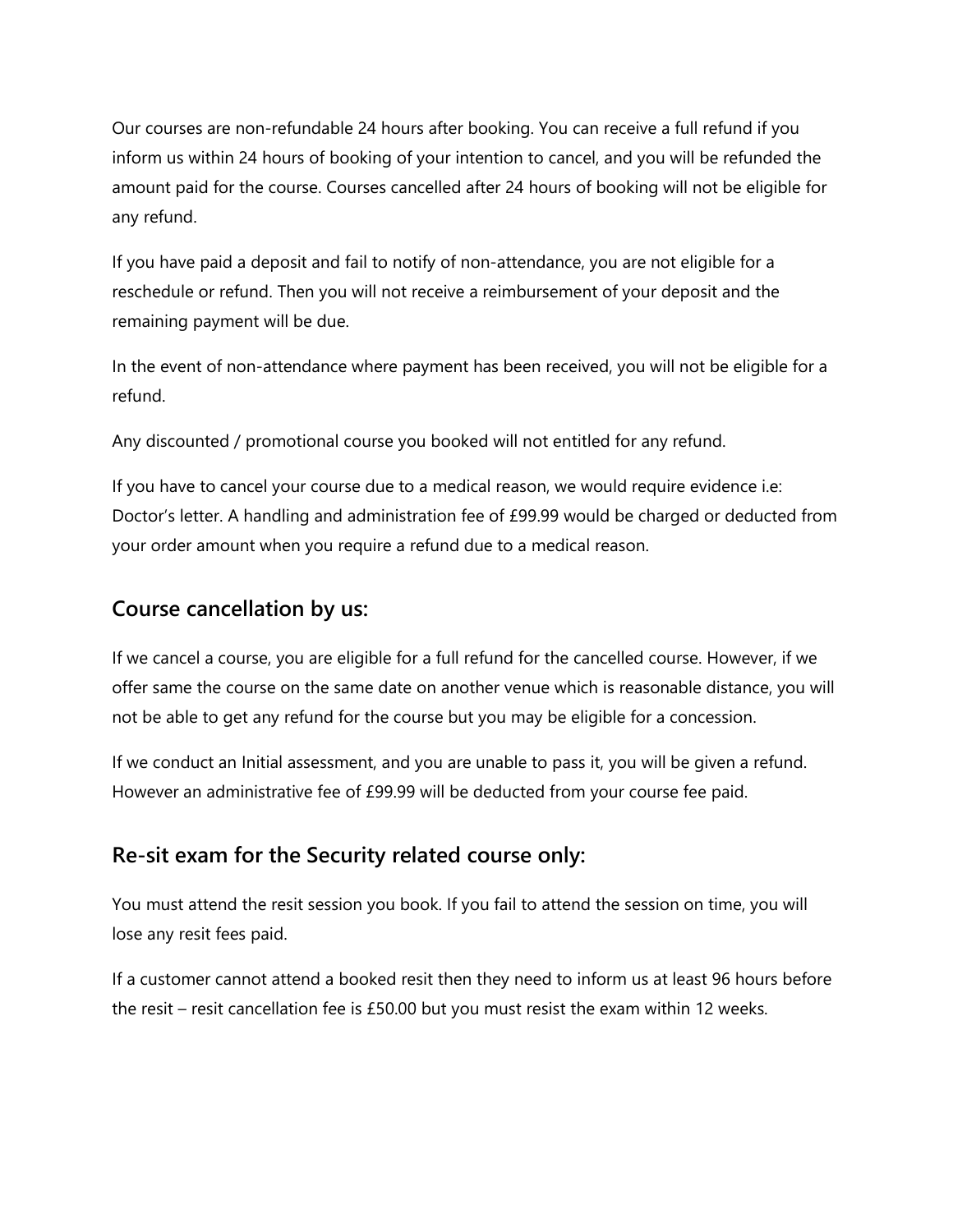Our courses are non-refundable 24 hours after booking. You can receive a full refund if you inform us within 24 hours of booking of your intention to cancel, and you will be refunded the amount paid for the course. Courses cancelled after 24 hours of booking will not be eligible for any refund.

If you have paid a deposit and fail to notify of non-attendance, you are not eligible for a reschedule or refund. Then you will not receive a reimbursement of your deposit and the remaining payment will be due.

In the event of non-attendance where payment has been received, you will not be eligible for a refund.

Any discounted / promotional course you booked will not entitled for any refund.

If you have to cancel your course due to a medical reason, we would require evidence i.e: Doctor's letter. A handling and administration fee of £99.99 would be charged or deducted from your order amount when you require a refund due to a medical reason.

## Course cancellation by us:

If we cancel a course, you are eligible for a full refund for the cancelled course. However, if we offer same the course on the same date on another venue which is reasonable distance, you will not be able to get any refund for the course but you may be eligible for a concession.

If we conduct an Initial assessment, and you are unable to pass it, you will be given a refund. However an administrative fee of £99.99 will be deducted from your course fee paid.

## Re-sit exam for the Security related course only:

You must attend the resit session you book. If you fail to attend the session on time, you will lose any resit fees paid.

If a customer cannot attend a booked resit then they need to inform us at least 96 hours before the resit – resit cancellation fee is £50.00 but you must resist the exam within 12 weeks.